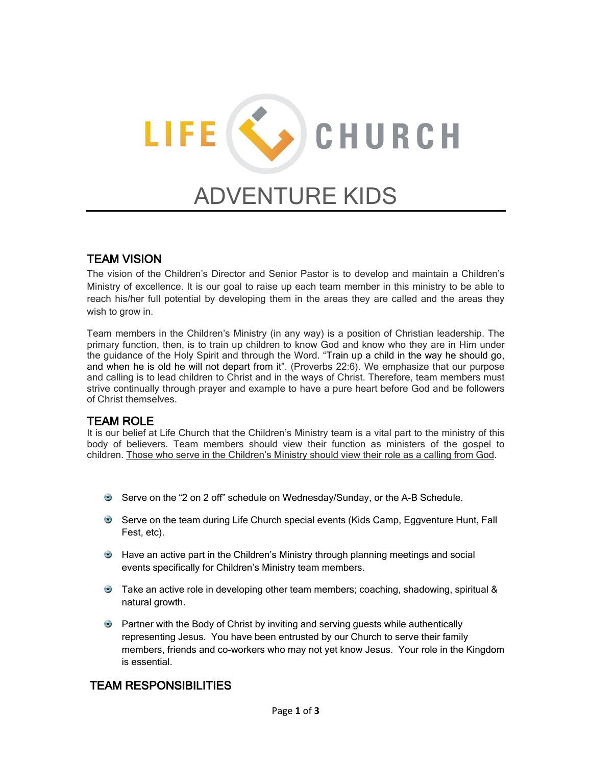# LIFE CHURCH

# ADVENTURE KIDS

## TEAM VISION

The vision of the Children's Director and Senior Pastor is to develop and maintain a Children's Ministry of excellence. It is our goal to raise up each team member in this ministry to be able to reach his/her full potential by developing them in the areas they are called and the areas they wish to grow in.

Team members in the Children's Ministry (in any way) is a position of Christian leadership. The primary function, then, is to train up children to know God and know who they are in Him under the guidance of the Holy Spirit and through the Word. "Train up a child in the way he should go, and when he is old he will not depart from it". (Proverbs 22:6). We emphasize that our purpose and calling is to lead children to Christ and in the ways of Christ. Therefore, team members must strive continually through prayer and example to have a pure heart before God and be followers of Christ themselves.

## TEAM ROLE

It is our belief at Life Church that the Children's Ministry team is a vital part to the ministry of this body of believers. Team members should view their function as ministers of the gospel to children. <u>Those who serve in the Children's Ministry should view their role as a calling from God</u>.

- Serve on the "2 on 2 off" schedule on Wednesday/Sunday, or the A-B Schedule.
- Serve on the team during Life Church special events (Kids Camp, Eggventure Hunt, Fall Fest, etc).
- Have an active part in the Children's Ministry through planning meetings and social events specifically for Children's Ministry team members.
- Take an active role in developing other team members; coaching, shadowing, spiritual & natural growth.
- Partner with the Body of Christ by inviting and serving guests while authentically representing Jesus. You have been entrusted by our Church to serve their family members, friends and co-workers who may not yet know Jesus. Your role in the Kingdom is essential.

## TEAM RESPONSIBILITIES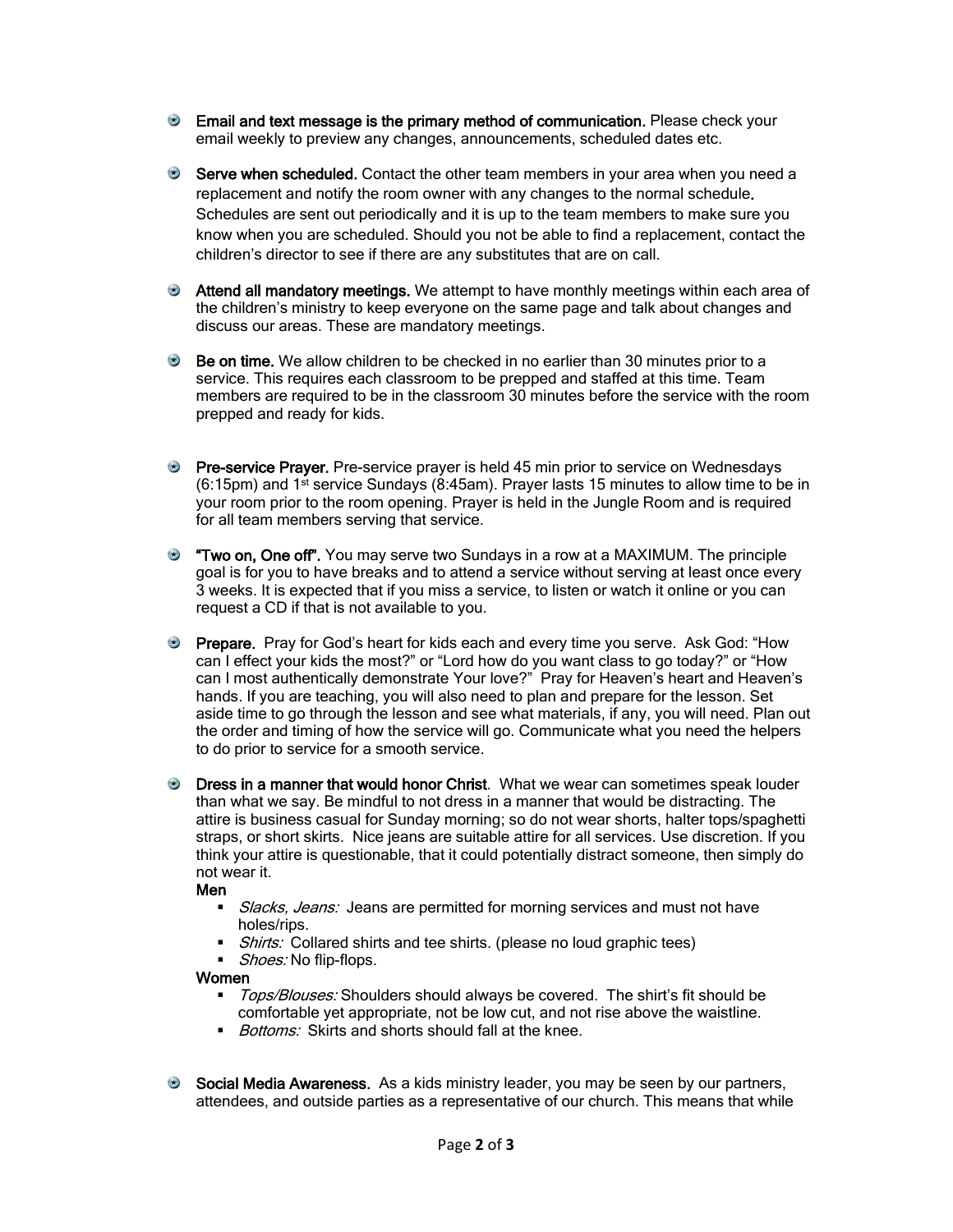- **Email and text message is the primary method of communication.** Please check your email weekly to preview any changes, announcements, scheduled dates etc.

- **Serve when scheduled.** Contact the other team members in your area when you need a replacement and notify the room owner with any changes to the normal schedule. Schedules are sent out periodically and it is up to the team members to make sure you know when you are scheduled. Should you not be able to find a replacement, contact the children's director to see if there are any substitutes that are on call.

- **Attend all mandatory meetings.** We attempt to have monthly meetings within each area of the children's ministry to keep everyone on the same page and talk about changes and discuss our areas. These are mandatory meetings.

- **Be on time.** We allow children to be checked in no earlier than 30 minutes prior to a service. This requires each classroom to be prepped and staffed at this time. Team members are required to be in the classroom 30 minutes before the service with the room prepped and ready for kids.

- **Pre-service Prayer.** Pre-service prayer is held 45 min prior to service on Wednesdays (6:15pm) and 1st service Sundays (8:45am). Prayer lasts 15 minutes to allow time to be in your room prior to the room opening. Prayer is held in the Jungle Room and is required for all team members serving that service.

- **"Two on, One off".** You may serve two Sundays in a row at a MAXIMUM. The principle goal is for you to have breaks and to attend a service without serving at least once every 3 weeks. It is expected that if you miss a service, to listen or watch it online or you can request a CD if that is not available to you.

- **Prepare.** Pray for God's heart for kids each and every time you serve. Ask God: "How can I effect your kids the most?" or "Lord how do you want class to go today?" or "How can I most authentically demonstrate Your love?" Pray for Heaven's heart and Heaven's hands. If you are teaching, you will also need to plan and prepare for the lesson. Set aside time to go through the lesson and see what materials, if any, you will need. Plan out the order and timing of how the service will go. Communicate what you need the helpers to do prior to service for a smooth service.

- **Dress in a manner that would honor Christ**. What we wear can sometimes speak louder than what we say. Be mindful to not dress in a manner that would be distracting. The attire is business casual for Sunday morning; so do not wear shorts, halter tops/spaghetti straps, or short skirts. Nice jeans are suitable attire for all services. Use discretion. If you think your attire is questionable, that it could potentially distract someone, then simply do not wear it.

  **Men**
  - *Slacks, Jeans:* Jeans are permitted for morning services and must not have holes/rips.
  - *Shirts:* Collared shirts and tee shirts. (please no loud graphic tees)
  - *Shoes:* No flip-flops.

  **Women**
  - *Tops/Blouses:* Shoulders should always be covered. The shirt's fit should be comfortable yet appropriate, not be low cut, and not rise above the waistline.
  - *Bottoms:* Skirts and shorts should fall at the knee.

- **Social Media Awareness.** As a kids ministry leader, you may be seen by our partners, attendees, and outside parties as a representative of our church. This means that while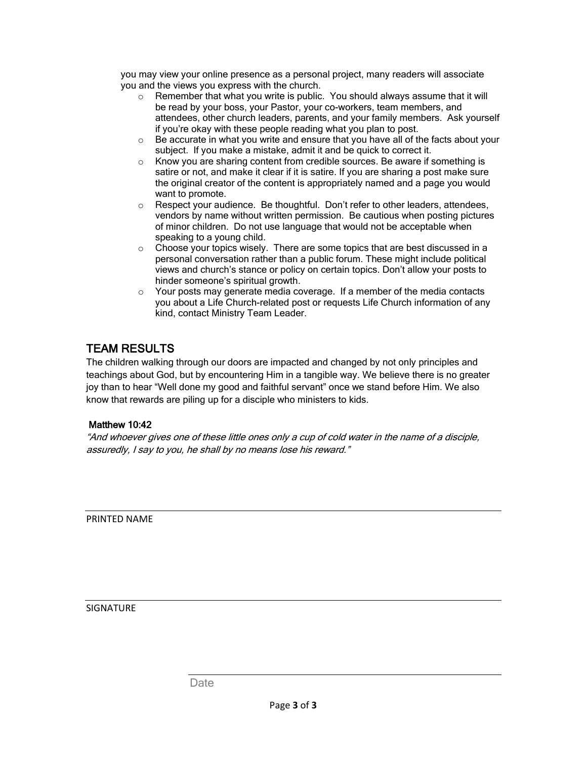you may view your online presence as a personal project, many readers will associate you and the views you express with the church.

- Remember that what you write is public. You should always assume that it will be read by your boss, your Pastor, your co-workers, team members, and attendees, other church leaders, parents, and your family members. Ask yourself if you're okay with these people reading what you plan to post.
- Be accurate in what you write and ensure that you have all of the facts about your subject. If you make a mistake, admit it and be quick to correct it.
- Know you are sharing content from credible sources. Be aware if something is satire or not, and make it clear if it is satire. If you are sharing a post make sure the original creator of the content is appropriately named and a page you would want to promote.
- Respect your audience. Be thoughtful. Don't refer to other leaders, attendees, vendors by name without written permission. Be cautious when posting pictures of minor children. Do not use language that would not be acceptable when speaking to a young child.
- Choose your topics wisely. There are some topics that are best discussed in a personal conversation rather than a public forum. These might include political views and church's stance or policy on certain topics. Don't allow your posts to hinder someone's spiritual growth.
- Your posts may generate media coverage. If a member of the media contacts you about a Life Church-related post or requests Life Church information of any kind, contact Ministry Team Leader.

## TEAM RESULTS

The children walking through our doors are impacted and changed by not only principles and teachings about God, but by encountering Him in a tangible way. We believe there is no greater joy than to hear "Well done my good and faithful servant" once we stand before Him. We also know that rewards are piling up for a disciple who ministers to kids.

**Matthew 10:42**

*"And whoever gives one of these little ones only a cup of cold water in the name of a disciple, assuredly, I say to you, he shall by no means lose his reward."*

---

PRINTED NAME

---

SIGNATURE

---

Date